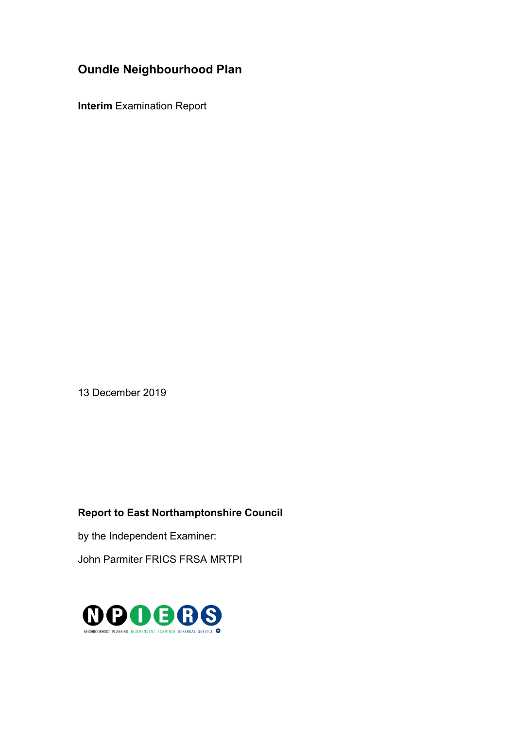# Oundle Neighbourhood Plan

**Interim** Examination Report

13 December 2019

**Report to East Northamptonshire Council**

by the Independent Examiner:

John Parmiter FRICS FRSA MRTPI

NPIERS
NEIGHBOURHOOD PLANNING INDEPENDENT EXAMINER REFERRAL SERVICE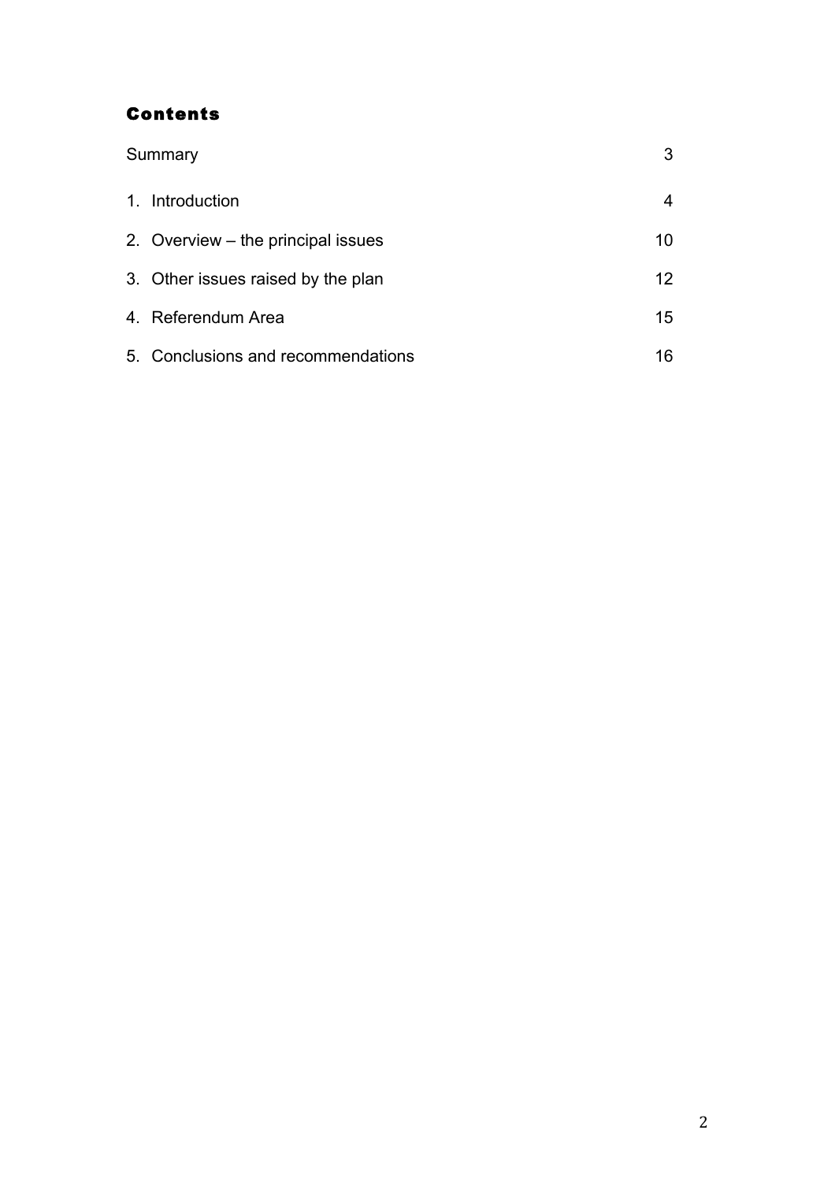# Contents

| | |
|---|---|
| Summary | 3 |
| 1. Introduction | 4 |
| 2. Overview – the principal issues | 10 |
| 3. Other issues raised by the plan | 12 |
| 4. Referendum Area | 15 |
| 5. Conclusions and recommendations | 16 |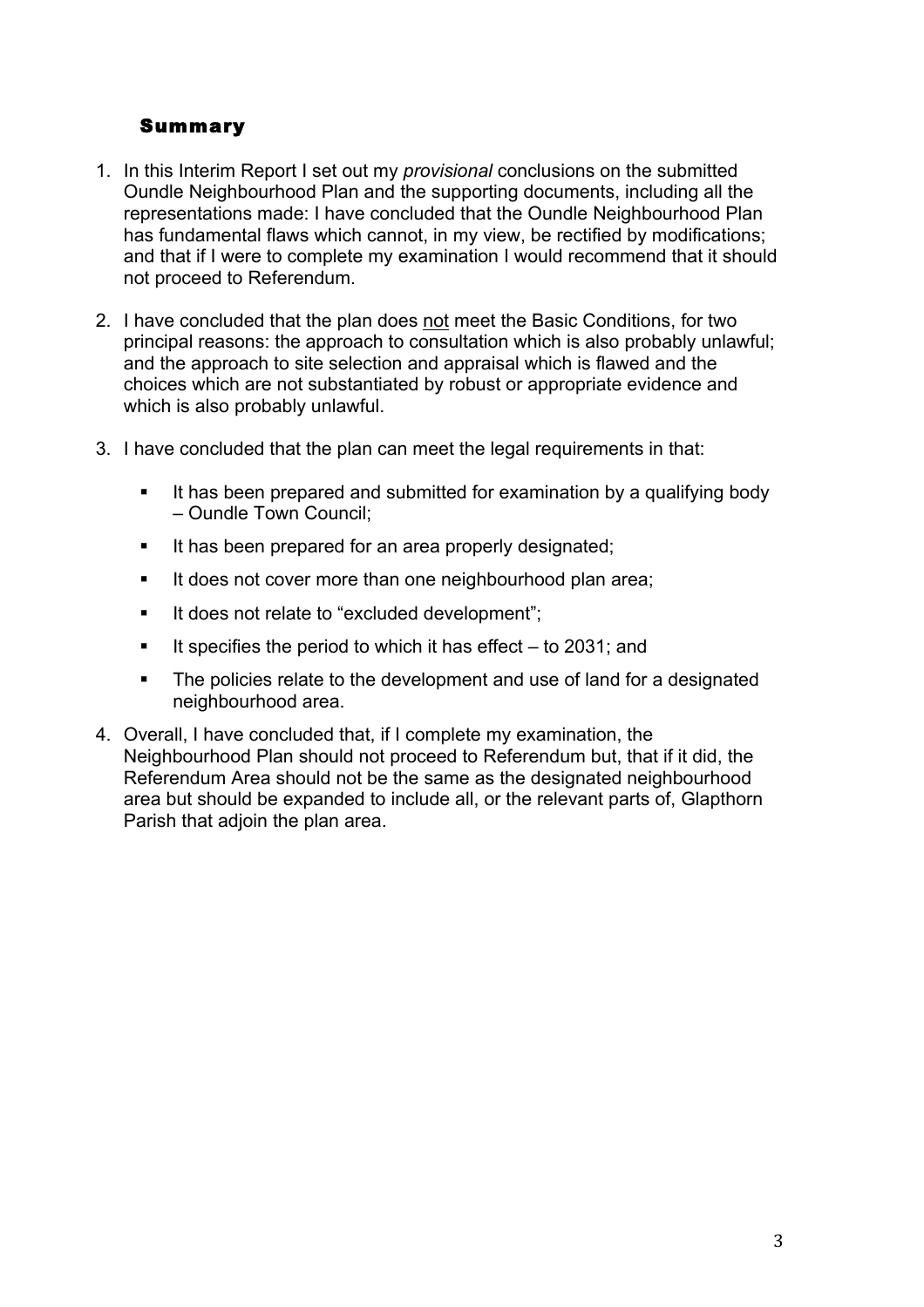## Summary

1. In this Interim Report I set out my *provisional* conclusions on the submitted Oundle Neighbourhood Plan and the supporting documents, including all the representations made: I have concluded that the Oundle Neighbourhood Plan has fundamental flaws which cannot, in my view, be rectified by modifications; and that if I were to complete my examination I would recommend that it should not proceed to Referendum.

2. I have concluded that the plan does <u>not</u> meet the Basic Conditions, for two principal reasons: the approach to consultation which is also probably unlawful; and the approach to site selection and appraisal which is flawed and the choices which are not substantiated by robust or appropriate evidence and which is also probably unlawful.

3. I have concluded that the plan can meet the legal requirements in that:

   - It has been prepared and submitted for examination by a qualifying body – Oundle Town Council;
   - It has been prepared for an area properly designated;
   - It does not cover more than one neighbourhood plan area;
   - It does not relate to "excluded development";
   - It specifies the period to which it has effect – to 2031; and
   - The policies relate to the development and use of land for a designated neighbourhood area.

4. Overall, I have concluded that, if I complete my examination, the Neighbourhood Plan should not proceed to Referendum but, that if it did, the Referendum Area should not be the same as the designated neighbourhood area but should be expanded to include all, or the relevant parts of, Glapthorn Parish that adjoin the plan area.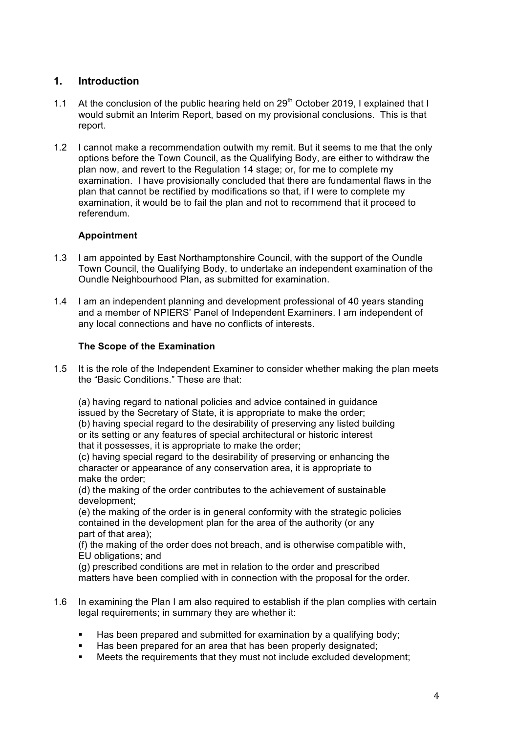## 1. Introduction

1.1 At the conclusion of the public hearing held on 29th October 2019, I explained that I would submit an Interim Report, based on my provisional conclusions. This is that report.

1.2 I cannot make a recommendation outwith my remit. But it seems to me that the only options before the Town Council, as the Qualifying Body, are either to withdraw the plan now, and revert to the Regulation 14 stage; or, for me to complete my examination. I have provisionally concluded that there are fundamental flaws in the plan that cannot be rectified by modifications so that, if I were to complete my examination, it would be to fail the plan and not to recommend that it proceed to referendum.

### Appointment

1.3 I am appointed by East Northamptonshire Council, with the support of the Oundle Town Council, the Qualifying Body, to undertake an independent examination of the Oundle Neighbourhood Plan, as submitted for examination.

1.4 I am an independent planning and development professional of 40 years standing and a member of NPIERS' Panel of Independent Examiners. I am independent of any local connections and have no conflicts of interests.

### The Scope of the Examination

1.5 It is the role of the Independent Examiner to consider whether making the plan meets the "Basic Conditions." These are that:

(a) having regard to national policies and advice contained in guidance issued by the Secretary of State, it is appropriate to make the order;
(b) having special regard to the desirability of preserving any listed building or its setting or any features of special architectural or historic interest that it possesses, it is appropriate to make the order;
(c) having special regard to the desirability of preserving or enhancing the character or appearance of any conservation area, it is appropriate to make the order;
(d) the making of the order contributes to the achievement of sustainable development;
(e) the making of the order is in general conformity with the strategic policies contained in the development plan for the area of the authority (or any part of that area);
(f) the making of the order does not breach, and is otherwise compatible with, EU obligations; and
(g) prescribed conditions are met in relation to the order and prescribed matters have been complied with in connection with the proposal for the order.

1.6 In examining the Plan I am also required to establish if the plan complies with certain legal requirements; in summary they are whether it:

- Has been prepared and submitted for examination by a qualifying body;
- Has been prepared for an area that has been properly designated;
- Meets the requirements that they must not include excluded development;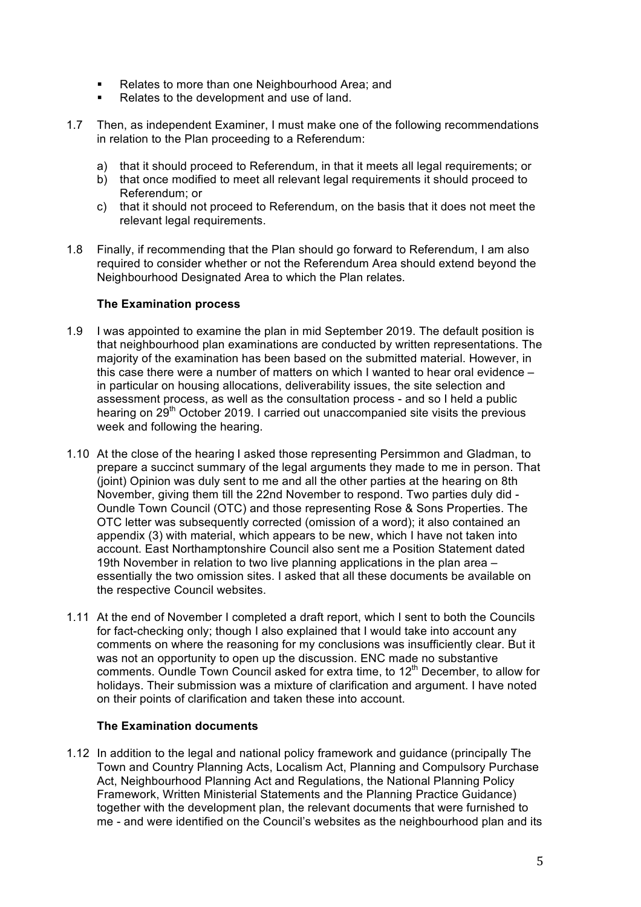- Relates to more than one Neighbourhood Area; and
- Relates to the development and use of land.

1.7 Then, as independent Examiner, I must make one of the following recommendations in relation to the Plan proceeding to a Referendum:

    a) that it should proceed to Referendum, in that it meets all legal requirements; or
    b) that once modified to meet all relevant legal requirements it should proceed to Referendum; or
    c) that it should not proceed to Referendum, on the basis that it does not meet the relevant legal requirements.

1.8 Finally, if recommending that the Plan should go forward to Referendum, I am also required to consider whether or not the Referendum Area should extend beyond the Neighbourhood Designated Area to which the Plan relates.

### The Examination process

1.9 I was appointed to examine the plan in mid September 2019. The default position is that neighbourhood plan examinations are conducted by written representations. The majority of the examination has been based on the submitted material. However, in this case there were a number of matters on which I wanted to hear oral evidence – in particular on housing allocations, deliverability issues, the site selection and assessment process, as well as the consultation process - and so I held a public hearing on 29th October 2019. I carried out unaccompanied site visits the previous week and following the hearing.

1.10 At the close of the hearing I asked those representing Persimmon and Gladman, to prepare a succinct summary of the legal arguments they made to me in person. That (joint) Opinion was duly sent to me and all the other parties at the hearing on 8th November, giving them till the 22nd November to respond. Two parties duly did - Oundle Town Council (OTC) and those representing Rose & Sons Properties. The OTC letter was subsequently corrected (omission of a word); it also contained an appendix (3) with material, which appears to be new, which I have not taken into account. East Northamptonshire Council also sent me a Position Statement dated 19th November in relation to two live planning applications in the plan area – essentially the two omission sites. I asked that all these documents be available on the respective Council websites.

1.11 At the end of November I completed a draft report, which I sent to both the Councils for fact-checking only; though I also explained that I would take into account any comments on where the reasoning for my conclusions was insufficiently clear. But it was not an opportunity to open up the discussion. ENC made no substantive comments. Oundle Town Council asked for extra time, to 12th December, to allow for holidays. Their submission was a mixture of clarification and argument. I have noted on their points of clarification and taken these into account.

### The Examination documents

1.12 In addition to the legal and national policy framework and guidance (principally The Town and Country Planning Acts, Localism Act, Planning and Compulsory Purchase Act, Neighbourhood Planning Act and Regulations, the National Planning Policy Framework, Written Ministerial Statements and the Planning Practice Guidance) together with the development plan, the relevant documents that were furnished to me - and were identified on the Council's websites as the neighbourhood plan and its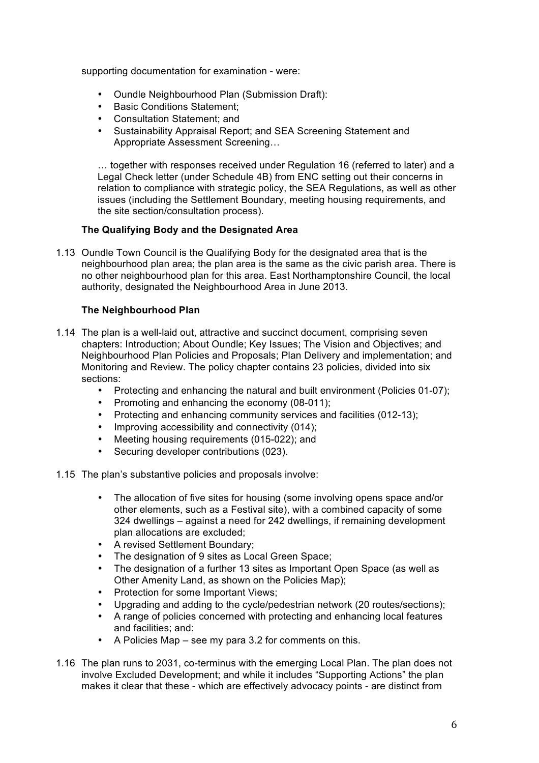supporting documentation for examination - were:

- Oundle Neighbourhood Plan (Submission Draft):
- Basic Conditions Statement;
- Consultation Statement; and
- Sustainability Appraisal Report; and SEA Screening Statement and Appropriate Assessment Screening…

… together with responses received under Regulation 16 (referred to later) and a Legal Check letter (under Schedule 4B) from ENC setting out their concerns in relation to compliance with strategic policy, the SEA Regulations, as well as other issues (including the Settlement Boundary, meeting housing requirements, and the site section/consultation process).

**The Qualifying Body and the Designated Area**

1.13 Oundle Town Council is the Qualifying Body for the designated area that is the neighbourhood plan area; the plan area is the same as the civic parish area. There is no other neighbourhood plan for this area. East Northamptonshire Council, the local authority, designated the Neighbourhood Area in June 2013.

**The Neighbourhood Plan**

1.14 The plan is a well-laid out, attractive and succinct document, comprising seven chapters: Introduction; About Oundle; Key Issues; The Vision and Objectives; and Neighbourhood Plan Policies and Proposals; Plan Delivery and implementation; and Monitoring and Review. The policy chapter contains 23 policies, divided into six sections:
   - Protecting and enhancing the natural and built environment (Policies 01-07);
   - Promoting and enhancing the economy (08-011);
   - Protecting and enhancing community services and facilities (012-13);
   - Improving accessibility and connectivity (014);
   - Meeting housing requirements (015-022); and
   - Securing developer contributions (023).

1.15 The plan's substantive policies and proposals involve:

   - The allocation of five sites for housing (some involving opens space and/or other elements, such as a Festival site), with a combined capacity of some 324 dwellings – against a need for 242 dwellings, if remaining development plan allocations are excluded;
   - A revised Settlement Boundary;
   - The designation of 9 sites as Local Green Space;
   - The designation of a further 13 sites as Important Open Space (as well as Other Amenity Land, as shown on the Policies Map);
   - Protection for some Important Views;
   - Upgrading and adding to the cycle/pedestrian network (20 routes/sections);
   - A range of policies concerned with protecting and enhancing local features and facilities; and:
   - A Policies Map – see my para 3.2 for comments on this.

1.16 The plan runs to 2031, co-terminus with the emerging Local Plan. The plan does not involve Excluded Development; and while it includes "Supporting Actions" the plan makes it clear that these - which are effectively advocacy points - are distinct from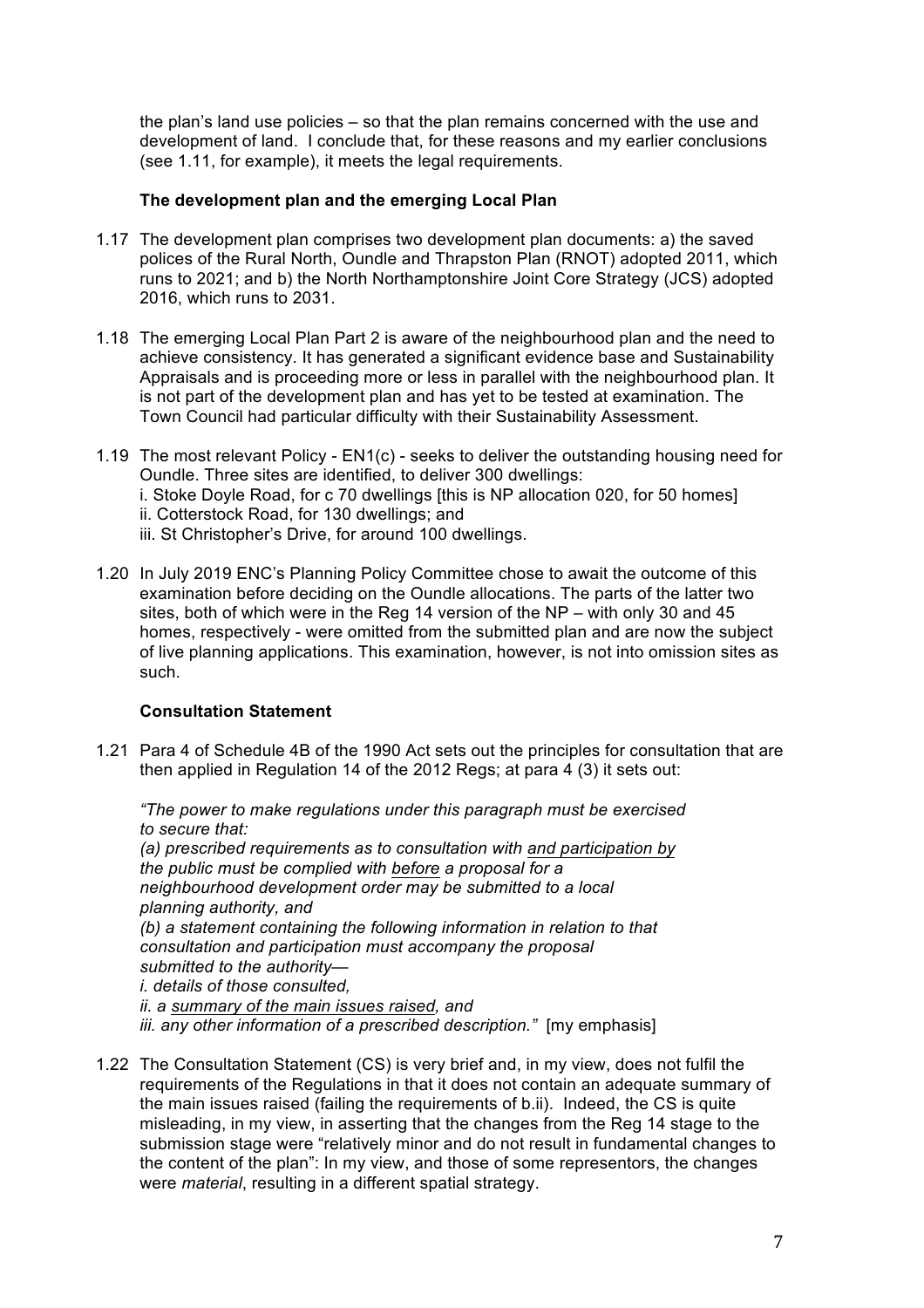the plan's land use policies – so that the plan remains concerned with the use and development of land. I conclude that, for these reasons and my earlier conclusions (see 1.11, for example), it meets the legal requirements.

### The development plan and the emerging Local Plan

1.17 The development plan comprises two development plan documents: a) the saved polices of the Rural North, Oundle and Thrapston Plan (RNOT) adopted 2011, which runs to 2021; and b) the North Northamptonshire Joint Core Strategy (JCS) adopted 2016, which runs to 2031.

1.18 The emerging Local Plan Part 2 is aware of the neighbourhood plan and the need to achieve consistency. It has generated a significant evidence base and Sustainability Appraisals and is proceeding more or less in parallel with the neighbourhood plan. It is not part of the development plan and has yet to be tested at examination. The Town Council had particular difficulty with their Sustainability Assessment.

1.19 The most relevant Policy - EN1(c) - seeks to deliver the outstanding housing need for Oundle. Three sites are identified, to deliver 300 dwellings:
i. Stoke Doyle Road, for c 70 dwellings [this is NP allocation 020, for 50 homes]
ii. Cotterstock Road, for 130 dwellings; and
iii. St Christopher's Drive, for around 100 dwellings.

1.20 In July 2019 ENC's Planning Policy Committee chose to await the outcome of this examination before deciding on the Oundle allocations. The parts of the latter two sites, both of which were in the Reg 14 version of the NP – with only 30 and 45 homes, respectively - were omitted from the submitted plan and are now the subject of live planning applications. This examination, however, is not into omission sites as such.

### Consultation Statement

1.21 Para 4 of Schedule 4B of the 1990 Act sets out the principles for consultation that are then applied in Regulation 14 of the 2012 Regs; at para 4 (3) it sets out:

*"The power to make regulations under this paragraph must be exercised to secure that:*
*(a) prescribed requirements as to consultation with <u>and participation by</u> the public must be complied with <u>before</u> a proposal for a neighbourhood development order may be submitted to a local planning authority, and*
*(b) a statement containing the following information in relation to that consultation and participation must accompany the proposal submitted to the authority—*
*i. details of those consulted,*
*ii. a <u>summary of the main issues raised</u>, and*
*iii. any other information of a prescribed description."* [my emphasis]

1.22 The Consultation Statement (CS) is very brief and, in my view, does not fulfil the requirements of the Regulations in that it does not contain an adequate summary of the main issues raised (failing the requirements of b.ii). Indeed, the CS is quite misleading, in my view, in asserting that the changes from the Reg 14 stage to the submission stage were "relatively minor and do not result in fundamental changes to the content of the plan": In my view, and those of some representors, the changes were *material*, resulting in a different spatial strategy.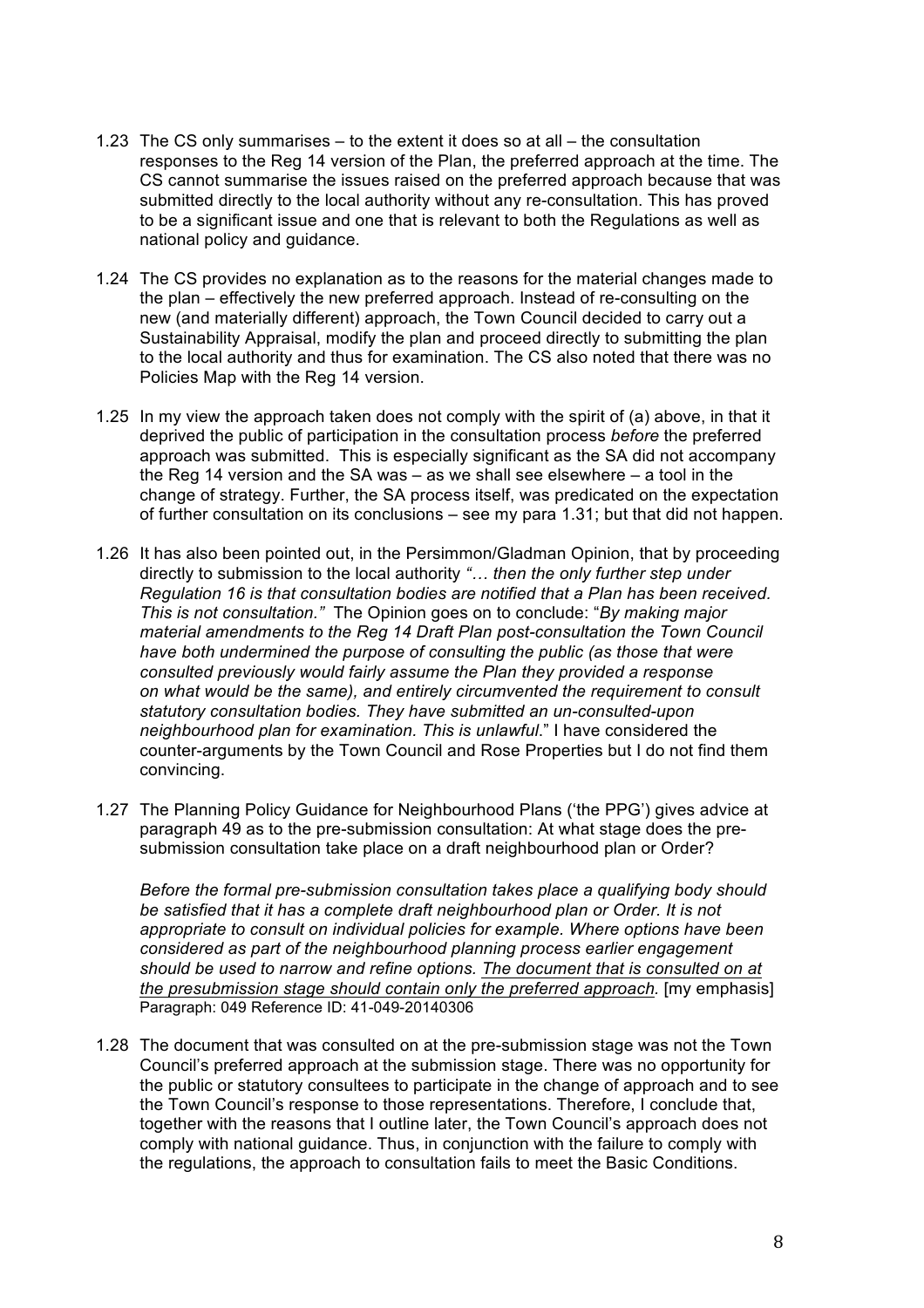1.23 The CS only summarises – to the extent it does so at all – the consultation responses to the Reg 14 version of the Plan, the preferred approach at the time. The CS cannot summarise the issues raised on the preferred approach because that was submitted directly to the local authority without any re-consultation. This has proved to be a significant issue and one that is relevant to both the Regulations as well as national policy and guidance.

1.24 The CS provides no explanation as to the reasons for the material changes made to the plan – effectively the new preferred approach. Instead of re-consulting on the new (and materially different) approach, the Town Council decided to carry out a Sustainability Appraisal, modify the plan and proceed directly to submitting the plan to the local authority and thus for examination. The CS also noted that there was no Policies Map with the Reg 14 version.

1.25 In my view the approach taken does not comply with the spirit of (a) above, in that it deprived the public of participation in the consultation process *before* the preferred approach was submitted. This is especially significant as the SA did not accompany the Reg 14 version and the SA was – as we shall see elsewhere – a tool in the change of strategy. Further, the SA process itself, was predicated on the expectation of further consultation on its conclusions – see my para 1.31; but that did not happen.

1.26 It has also been pointed out, in the Persimmon/Gladman Opinion, that by proceeding directly to submission to the local authority *"… then the only further step under Regulation 16 is that consultation bodies are notified that a Plan has been received. This is not consultation."* The Opinion goes on to conclude: "*By making major material amendments to the Reg 14 Draft Plan post-consultation the Town Council have both undermined the purpose of consulting the public (as those that were consulted previously would fairly assume the Plan they provided a response on what would be the same), and entirely circumvented the requirement to consult statutory consultation bodies. They have submitted an un-consulted-upon neighbourhood plan for examination. This is unlawful*." I have considered the counter-arguments by the Town Council and Rose Properties but I do not find them convincing.

1.27 The Planning Policy Guidance for Neighbourhood Plans ('the PPG') gives advice at paragraph 49 as to the pre-submission consultation: At what stage does the pre-submission consultation take place on a draft neighbourhood plan or Order?

*Before the formal pre-submission consultation takes place a qualifying body should be satisfied that it has a complete draft neighbourhood plan or Order. It is not appropriate to consult on individual policies for example. Where options have been considered as part of the neighbourhood planning process earlier engagement should be used to narrow and refine options. <u>The document that is consulted on at the presubmission stage should contain only the preferred approach</u>.* [my emphasis]
Paragraph: 049 Reference ID: 41-049-20140306

1.28 The document that was consulted on at the pre-submission stage was not the Town Council's preferred approach at the submission stage. There was no opportunity for the public or statutory consultees to participate in the change of approach and to see the Town Council's response to those representations. Therefore, I conclude that, together with the reasons that I outline later, the Town Council's approach does not comply with national guidance. Thus, in conjunction with the failure to comply with the regulations, the approach to consultation fails to meet the Basic Conditions.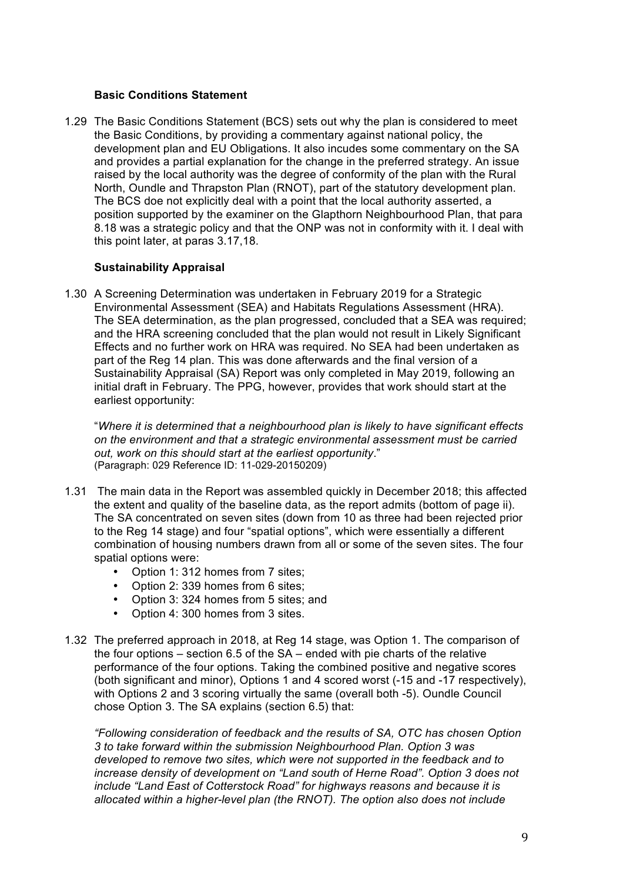### Basic Conditions Statement

1.29 The Basic Conditions Statement (BCS) sets out why the plan is considered to meet the Basic Conditions, by providing a commentary against national policy, the development plan and EU Obligations. It also incudes some commentary on the SA and provides a partial explanation for the change in the preferred strategy. An issue raised by the local authority was the degree of conformity of the plan with the Rural North, Oundle and Thrapston Plan (RNOT), part of the statutory development plan. The BCS doe not explicitly deal with a point that the local authority asserted, a position supported by the examiner on the Glapthorn Neighbourhood Plan, that para 8.18 was a strategic policy and that the ONP was not in conformity with it. I deal with this point later, at paras 3.17,18.

### Sustainability Appraisal

1.30 A Screening Determination was undertaken in February 2019 for a Strategic Environmental Assessment (SEA) and Habitats Regulations Assessment (HRA). The SEA determination, as the plan progressed, concluded that a SEA was required; and the HRA screening concluded that the plan would not result in Likely Significant Effects and no further work on HRA was required. No SEA had been undertaken as part of the Reg 14 plan. This was done afterwards and the final version of a Sustainability Appraisal (SA) Report was only completed in May 2019, following an initial draft in February. The PPG, however, provides that work should start at the earliest opportunity:

"*Where it is determined that a neighbourhood plan is likely to have significant effects on the environment and that a strategic environmental assessment must be carried out, work on this should start at the earliest opportunity*."
(Paragraph: 029 Reference ID: 11-029-20150209)

1.31 The main data in the Report was assembled quickly in December 2018; this affected the extent and quality of the baseline data, as the report admits (bottom of page ii). The SA concentrated on seven sites (down from 10 as three had been rejected prior to the Reg 14 stage) and four "spatial options", which were essentially a different combination of housing numbers drawn from all or some of the seven sites. The four spatial options were:

- Option 1: 312 homes from 7 sites;
- Option 2: 339 homes from 6 sites;
- Option 3: 324 homes from 5 sites; and
- Option 4: 300 homes from 3 sites.

1.32 The preferred approach in 2018, at Reg 14 stage, was Option 1. The comparison of the four options – section 6.5 of the SA – ended with pie charts of the relative performance of the four options. Taking the combined positive and negative scores (both significant and minor), Options 1 and 4 scored worst (-15 and -17 respectively), with Options 2 and 3 scoring virtually the same (overall both -5). Oundle Council chose Option 3. The SA explains (section 6.5) that:

*"Following consideration of feedback and the results of SA, OTC has chosen Option 3 to take forward within the submission Neighbourhood Plan. Option 3 was developed to remove two sites, which were not supported in the feedback and to increase density of development on "Land south of Herne Road". Option 3 does not include "Land East of Cotterstock Road" for highways reasons and because it is allocated within a higher-level plan (the RNOT). The option also does not include*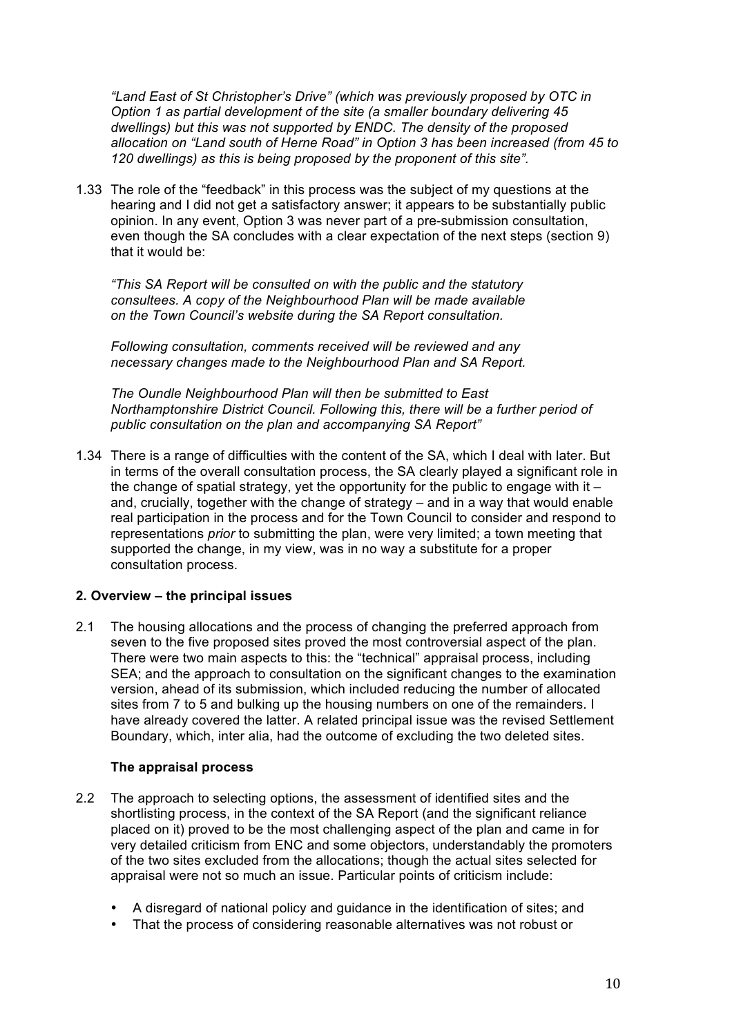*"Land East of St Christopher's Drive" (which was previously proposed by OTC in Option 1 as partial development of the site (a smaller boundary delivering 45 dwellings) but this was not supported by ENDC. The density of the proposed allocation on "Land south of Herne Road" in Option 3 has been increased (from 45 to 120 dwellings) as this is being proposed by the proponent of this site".*

1.33 The role of the "feedback" in this process was the subject of my questions at the hearing and I did not get a satisfactory answer; it appears to be substantially public opinion. In any event, Option 3 was never part of a pre-submission consultation, even though the SA concludes with a clear expectation of the next steps (section 9) that it would be:

*"This SA Report will be consulted on with the public and the statutory consultees. A copy of the Neighbourhood Plan will be made available on the Town Council's website during the SA Report consultation.*

*Following consultation, comments received will be reviewed and any necessary changes made to the Neighbourhood Plan and SA Report.*

*The Oundle Neighbourhood Plan will then be submitted to East Northamptonshire District Council. Following this, there will be a further period of public consultation on the plan and accompanying SA Report"*

1.34 There is a range of difficulties with the content of the SA, which I deal with later. But in terms of the overall consultation process, the SA clearly played a significant role in the change of spatial strategy, yet the opportunity for the public to engage with it – and, crucially, together with the change of strategy – and in a way that would enable real participation in the process and for the Town Council to consider and respond to representations *prior* to submitting the plan, were very limited; a town meeting that supported the change, in my view, was in no way a substitute for a proper consultation process.

## 2. Overview – the principal issues

2.1 The housing allocations and the process of changing the preferred approach from seven to the five proposed sites proved the most controversial aspect of the plan. There were two main aspects to this: the "technical" appraisal process, including SEA; and the approach to consultation on the significant changes to the examination version, ahead of its submission, which included reducing the number of allocated sites from 7 to 5 and bulking up the housing numbers on one of the remainders. I have already covered the latter. A related principal issue was the revised Settlement Boundary, which, inter alia, had the outcome of excluding the two deleted sites.

### The appraisal process

2.2 The approach to selecting options, the assessment of identified sites and the shortlisting process, in the context of the SA Report (and the significant reliance placed on it) proved to be the most challenging aspect of the plan and came in for very detailed criticism from ENC and some objectors, understandably the promoters of the two sites excluded from the allocations; though the actual sites selected for appraisal were not so much an issue. Particular points of criticism include:

- A disregard of national policy and guidance in the identification of sites; and
- That the process of considering reasonable alternatives was not robust or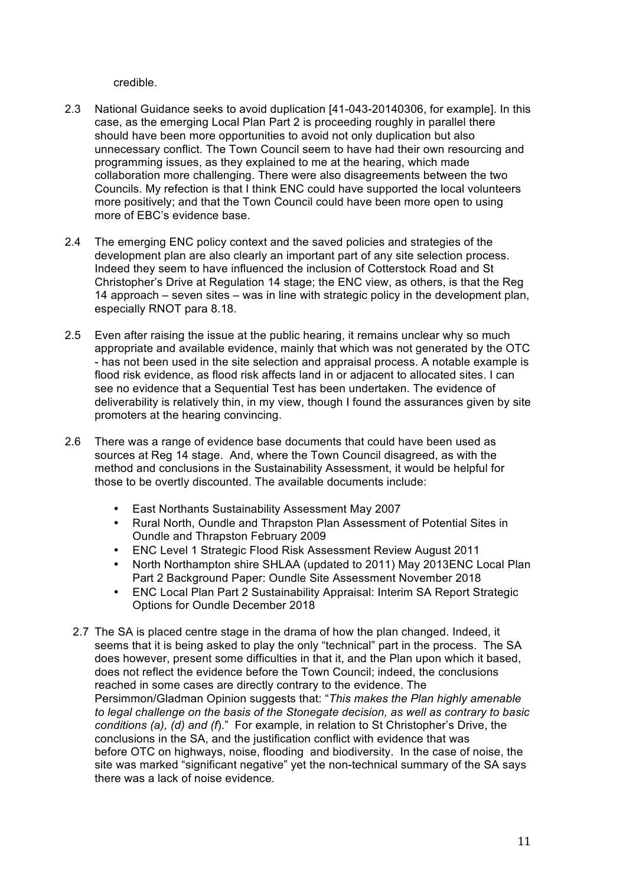credible.

2.3 National Guidance seeks to avoid duplication [41-043-20140306, for example]. In this case, as the emerging Local Plan Part 2 is proceeding roughly in parallel there should have been more opportunities to avoid not only duplication but also unnecessary conflict. The Town Council seem to have had their own resourcing and programming issues, as they explained to me at the hearing, which made collaboration more challenging. There were also disagreements between the two Councils. My refection is that I think ENC could have supported the local volunteers more positively; and that the Town Council could have been more open to using more of EBC's evidence base.

2.4 The emerging ENC policy context and the saved policies and strategies of the development plan are also clearly an important part of any site selection process. Indeed they seem to have influenced the inclusion of Cotterstock Road and St Christopher's Drive at Regulation 14 stage; the ENC view, as others, is that the Reg 14 approach – seven sites – was in line with strategic policy in the development plan, especially RNOT para 8.18.

2.5 Even after raising the issue at the public hearing, it remains unclear why so much appropriate and available evidence, mainly that which was not generated by the OTC - has not been used in the site selection and appraisal process. A notable example is flood risk evidence, as flood risk affects land in or adjacent to allocated sites. I can see no evidence that a Sequential Test has been undertaken. The evidence of deliverability is relatively thin, in my view, though I found the assurances given by site promoters at the hearing convincing.

2.6 There was a range of evidence base documents that could have been used as sources at Reg 14 stage. And, where the Town Council disagreed, as with the method and conclusions in the Sustainability Assessment, it would be helpful for those to be overtly discounted. The available documents include:

- East Northants Sustainability Assessment May 2007
- Rural North, Oundle and Thrapston Plan Assessment of Potential Sites in Oundle and Thrapston February 2009
- ENC Level 1 Strategic Flood Risk Assessment Review August 2011
- North Northampton shire SHLAA (updated to 2011) May 2013ENC Local Plan Part 2 Background Paper: Oundle Site Assessment November 2018
- ENC Local Plan Part 2 Sustainability Appraisal: Interim SA Report Strategic Options for Oundle December 2018

2.7 The SA is placed centre stage in the drama of how the plan changed. Indeed, it seems that it is being asked to play the only "technical" part in the process. The SA does however, present some difficulties in that it, and the Plan upon which it based, does not reflect the evidence before the Town Council; indeed, the conclusions reached in some cases are directly contrary to the evidence. The Persimmon/Gladman Opinion suggests that: "*This makes the Plan highly amenable to legal challenge on the basis of the Stonegate decision, as well as contrary to basic conditions (a), (d) and (f)*." For example, in relation to St Christopher's Drive, the conclusions in the SA, and the justification conflict with evidence that was before OTC on highways, noise, flooding and biodiversity. In the case of noise, the site was marked "significant negative" yet the non-technical summary of the SA says there was a lack of noise evidence.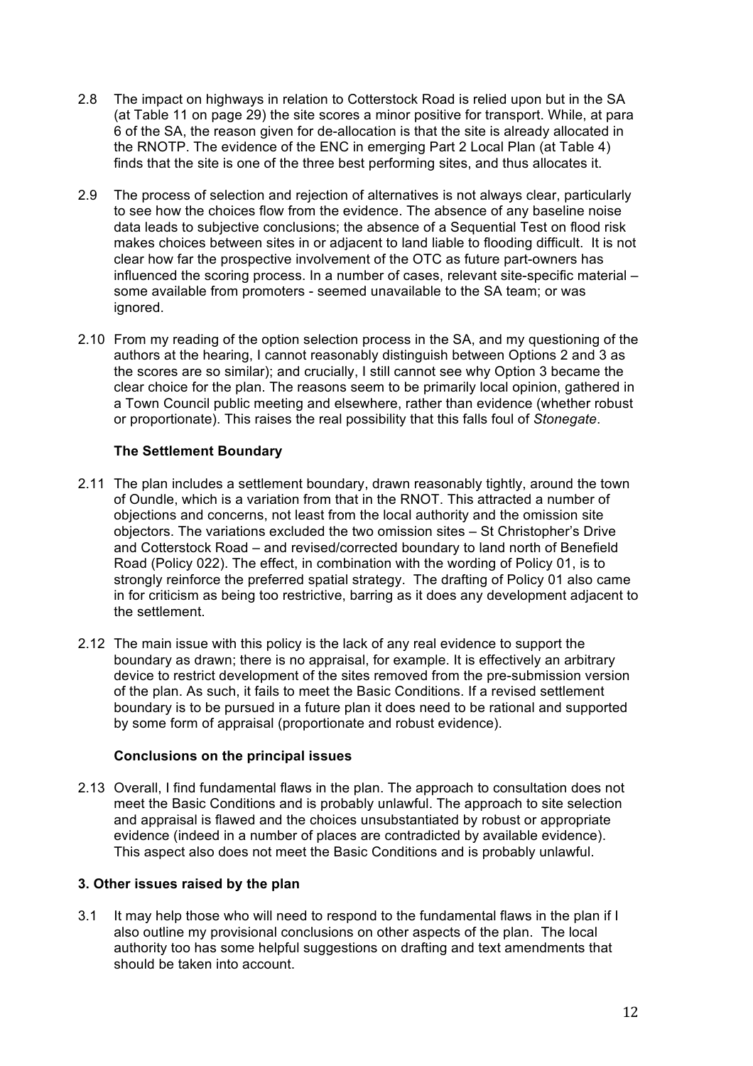2.8 The impact on highways in relation to Cotterstock Road is relied upon but in the SA (at Table 11 on page 29) the site scores a minor positive for transport. While, at para 6 of the SA, the reason given for de-allocation is that the site is already allocated in the RNOTP. The evidence of the ENC in emerging Part 2 Local Plan (at Table 4) finds that the site is one of the three best performing sites, and thus allocates it.

2.9 The process of selection and rejection of alternatives is not always clear, particularly to see how the choices flow from the evidence. The absence of any baseline noise data leads to subjective conclusions; the absence of a Sequential Test on flood risk makes choices between sites in or adjacent to land liable to flooding difficult. It is not clear how far the prospective involvement of the OTC as future part-owners has influenced the scoring process. In a number of cases, relevant site-specific material – some available from promoters - seemed unavailable to the SA team; or was ignored.

2.10 From my reading of the option selection process in the SA, and my questioning of the authors at the hearing, I cannot reasonably distinguish between Options 2 and 3 as the scores are so similar); and crucially, I still cannot see why Option 3 became the clear choice for the plan. The reasons seem to be primarily local opinion, gathered in a Town Council public meeting and elsewhere, rather than evidence (whether robust or proportionate). This raises the real possibility that this falls foul of *Stonegate*.

### The Settlement Boundary

2.11 The plan includes a settlement boundary, drawn reasonably tightly, around the town of Oundle, which is a variation from that in the RNOT. This attracted a number of objections and concerns, not least from the local authority and the omission site objectors. The variations excluded the two omission sites – St Christopher's Drive and Cotterstock Road – and revised/corrected boundary to land north of Benefield Road (Policy 022). The effect, in combination with the wording of Policy 01, is to strongly reinforce the preferred spatial strategy. The drafting of Policy 01 also came in for criticism as being too restrictive, barring as it does any development adjacent to the settlement.

2.12 The main issue with this policy is the lack of any real evidence to support the boundary as drawn; there is no appraisal, for example. It is effectively an arbitrary device to restrict development of the sites removed from the pre-submission version of the plan. As such, it fails to meet the Basic Conditions. If a revised settlement boundary is to be pursued in a future plan it does need to be rational and supported by some form of appraisal (proportionate and robust evidence).

### Conclusions on the principal issues

2.13 Overall, I find fundamental flaws in the plan. The approach to consultation does not meet the Basic Conditions and is probably unlawful. The approach to site selection and appraisal is flawed and the choices unsubstantiated by robust or appropriate evidence (indeed in a number of places are contradicted by available evidence). This aspect also does not meet the Basic Conditions and is probably unlawful.

## 3. Other issues raised by the plan

3.1 It may help those who will need to respond to the fundamental flaws in the plan if I also outline my provisional conclusions on other aspects of the plan. The local authority too has some helpful suggestions on drafting and text amendments that should be taken into account.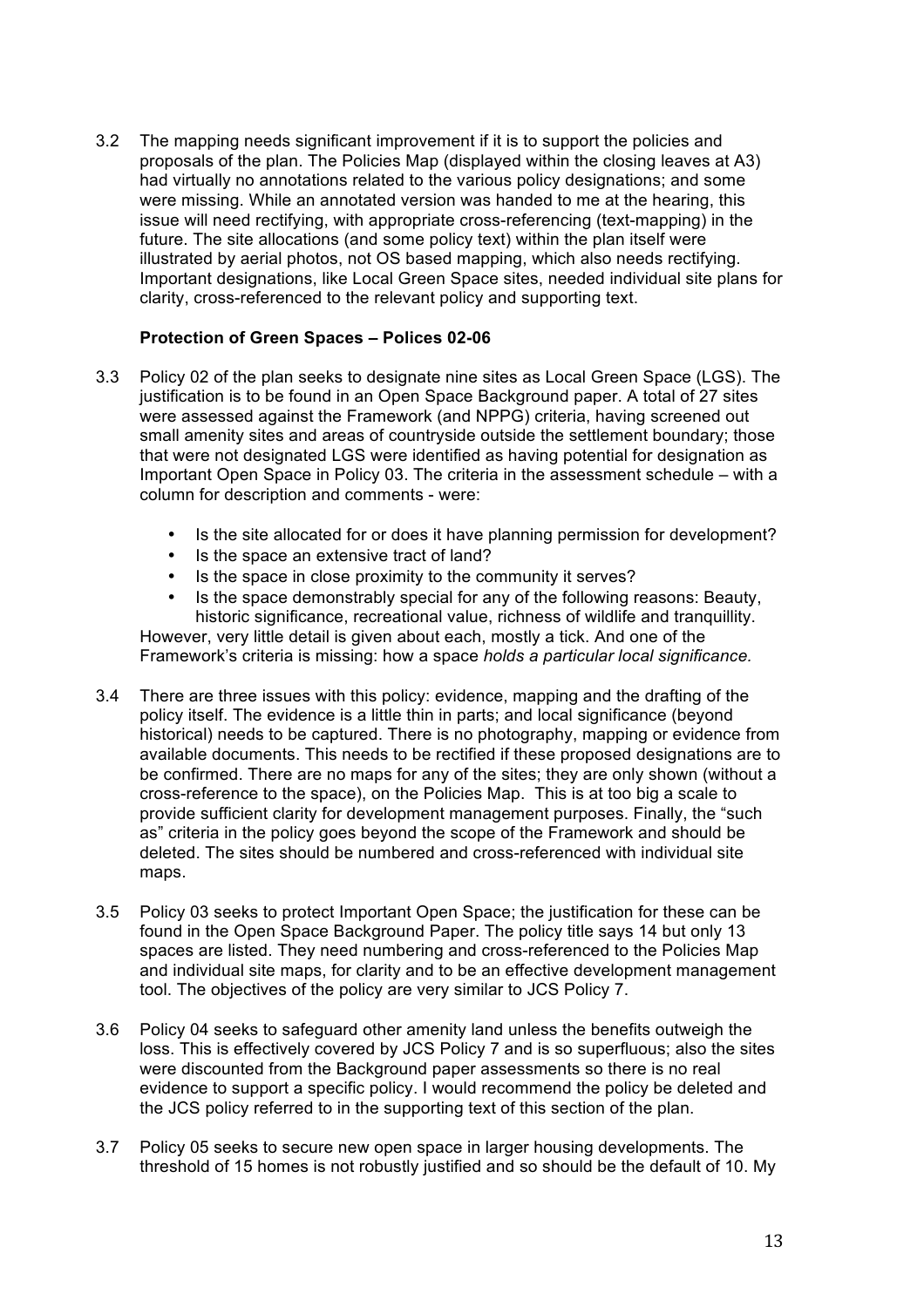3.2 The mapping needs significant improvement if it is to support the policies and proposals of the plan. The Policies Map (displayed within the closing leaves at A3) had virtually no annotations related to the various policy designations; and some were missing. While an annotated version was handed to me at the hearing, this issue will need rectifying, with appropriate cross-referencing (text-mapping) in the future. The site allocations (and some policy text) within the plan itself were illustrated by aerial photos, not OS based mapping, which also needs rectifying. Important designations, like Local Green Space sites, needed individual site plans for clarity, cross-referenced to the relevant policy and supporting text.

**Protection of Green Spaces – Polices 02-06**

3.3 Policy 02 of the plan seeks to designate nine sites as Local Green Space (LGS). The justification is to be found in an Open Space Background paper. A total of 27 sites were assessed against the Framework (and NPPG) criteria, having screened out small amenity sites and areas of countryside outside the settlement boundary; those that were not designated LGS were identified as having potential for designation as Important Open Space in Policy 03. The criteria in the assessment schedule – with a column for description and comments - were:

- Is the site allocated for or does it have planning permission for development?
- Is the space an extensive tract of land?
- Is the space in close proximity to the community it serves?
- Is the space demonstrably special for any of the following reasons: Beauty, historic significance, recreational value, richness of wildlife and tranquillity.

However, very little detail is given about each, mostly a tick. And one of the Framework's criteria is missing: how a space *holds a particular local significance.*

3.4 There are three issues with this policy: evidence, mapping and the drafting of the policy itself. The evidence is a little thin in parts; and local significance (beyond historical) needs to be captured. There is no photography, mapping or evidence from available documents. This needs to be rectified if these proposed designations are to be confirmed. There are no maps for any of the sites; they are only shown (without a cross-reference to the space), on the Policies Map. This is at too big a scale to provide sufficient clarity for development management purposes. Finally, the "such as" criteria in the policy goes beyond the scope of the Framework and should be deleted. The sites should be numbered and cross-referenced with individual site maps.

3.5 Policy 03 seeks to protect Important Open Space; the justification for these can be found in the Open Space Background Paper. The policy title says 14 but only 13 spaces are listed. They need numbering and cross-referenced to the Policies Map and individual site maps, for clarity and to be an effective development management tool. The objectives of the policy are very similar to JCS Policy 7.

3.6 Policy 04 seeks to safeguard other amenity land unless the benefits outweigh the loss. This is effectively covered by JCS Policy 7 and is so superfluous; also the sites were discounted from the Background paper assessments so there is no real evidence to support a specific policy. I would recommend the policy be deleted and the JCS policy referred to in the supporting text of this section of the plan.

3.7 Policy 05 seeks to secure new open space in larger housing developments. The threshold of 15 homes is not robustly justified and so should be the default of 10. My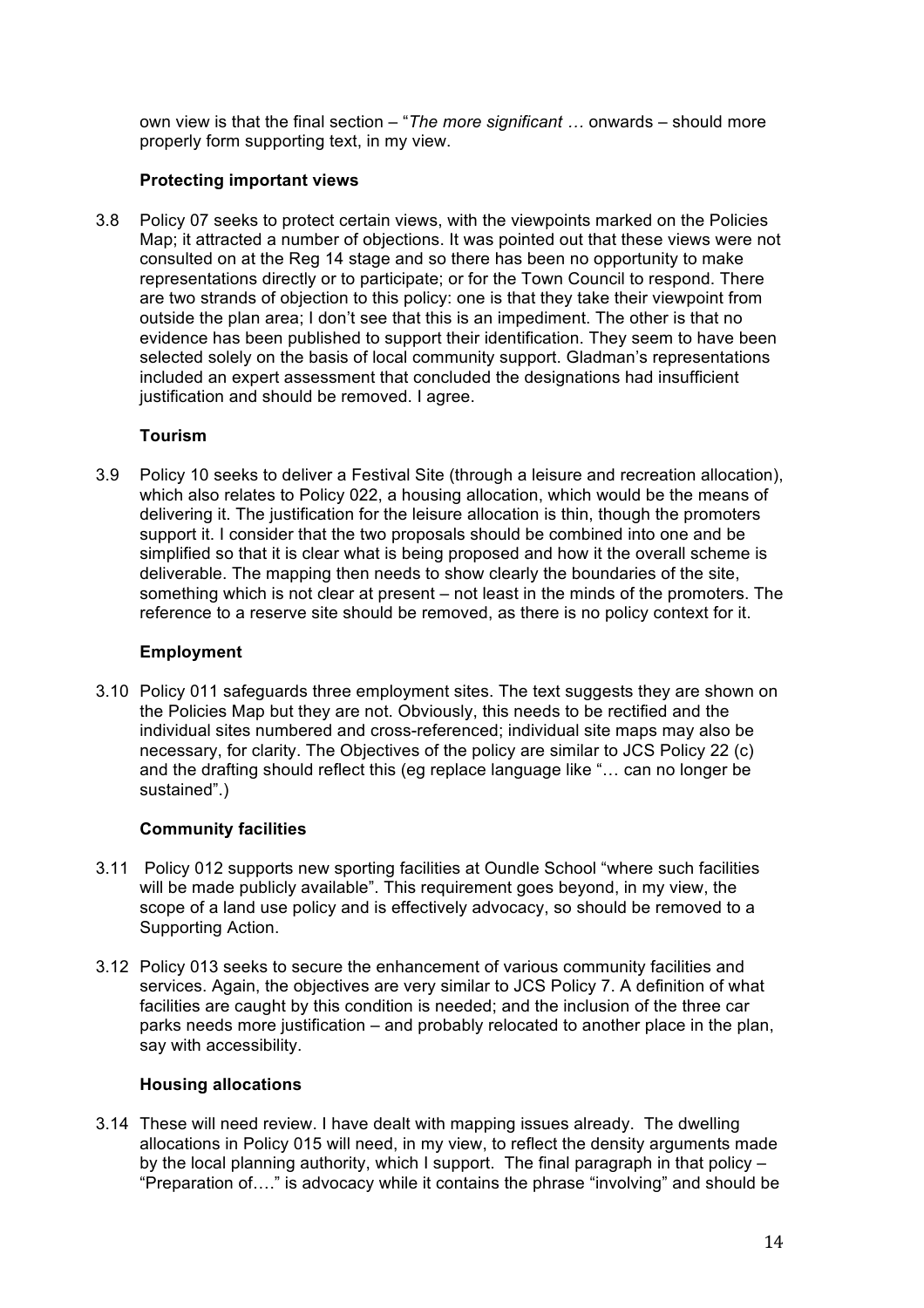own view is that the final section – "*The more significant …* onwards – should more properly form supporting text, in my view.

### Protecting important views

3.8 Policy 07 seeks to protect certain views, with the viewpoints marked on the Policies Map; it attracted a number of objections. It was pointed out that these views were not consulted on at the Reg 14 stage and so there has been no opportunity to make representations directly or to participate; or for the Town Council to respond. There are two strands of objection to this policy: one is that they take their viewpoint from outside the plan area; I don't see that this is an impediment. The other is that no evidence has been published to support their identification. They seem to have been selected solely on the basis of local community support. Gladman's representations included an expert assessment that concluded the designations had insufficient justification and should be removed. I agree.

### Tourism

3.9 Policy 10 seeks to deliver a Festival Site (through a leisure and recreation allocation), which also relates to Policy 022, a housing allocation, which would be the means of delivering it. The justification for the leisure allocation is thin, though the promoters support it. I consider that the two proposals should be combined into one and be simplified so that it is clear what is being proposed and how it the overall scheme is deliverable. The mapping then needs to show clearly the boundaries of the site, something which is not clear at present – not least in the minds of the promoters. The reference to a reserve site should be removed, as there is no policy context for it.

### Employment

3.10 Policy 011 safeguards three employment sites. The text suggests they are shown on the Policies Map but they are not. Obviously, this needs to be rectified and the individual sites numbered and cross-referenced; individual site maps may also be necessary, for clarity. The Objectives of the policy are similar to JCS Policy 22 (c) and the drafting should reflect this (eg replace language like "… can no longer be sustained".)

### Community facilities

3.11 Policy 012 supports new sporting facilities at Oundle School "where such facilities will be made publicly available". This requirement goes beyond, in my view, the scope of a land use policy and is effectively advocacy, so should be removed to a Supporting Action.

3.12 Policy 013 seeks to secure the enhancement of various community facilities and services. Again, the objectives are very similar to JCS Policy 7. A definition of what facilities are caught by this condition is needed; and the inclusion of the three car parks needs more justification – and probably relocated to another place in the plan, say with accessibility.

### Housing allocations

3.14 These will need review. I have dealt with mapping issues already. The dwelling allocations in Policy 015 will need, in my view, to reflect the density arguments made by the local planning authority, which I support. The final paragraph in that policy – "Preparation of…." is advocacy while it contains the phrase "involving" and should be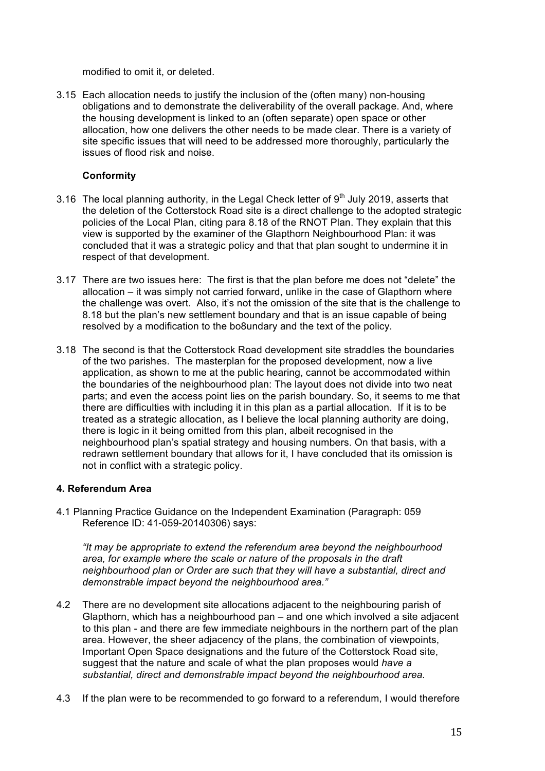modified to omit it, or deleted.

3.15 Each allocation needs to justify the inclusion of the (often many) non-housing obligations and to demonstrate the deliverability of the overall package. And, where the housing development is linked to an (often separate) open space or other allocation, how one delivers the other needs to be made clear. There is a variety of site specific issues that will need to be addressed more thoroughly, particularly the issues of flood risk and noise.

**Conformity**

3.16 The local planning authority, in the Legal Check letter of 9th July 2019, asserts that the deletion of the Cotterstock Road site is a direct challenge to the adopted strategic policies of the Local Plan, citing para 8.18 of the RNOT Plan. They explain that this view is supported by the examiner of the Glapthorn Neighbourhood Plan: it was concluded that it was a strategic policy and that that plan sought to undermine it in respect of that development.

3.17 There are two issues here: The first is that the plan before me does not "delete" the allocation – it was simply not carried forward, unlike in the case of Glapthorn where the challenge was overt. Also, it's not the omission of the site that is the challenge to 8.18 but the plan's new settlement boundary and that is an issue capable of being resolved by a modification to the bo8undary and the text of the policy.

3.18 The second is that the Cotterstock Road development site straddles the boundaries of the two parishes. The masterplan for the proposed development, now a live application, as shown to me at the public hearing, cannot be accommodated within the boundaries of the neighbourhood plan: The layout does not divide into two neat parts; and even the access point lies on the parish boundary. So, it seems to me that there are difficulties with including it in this plan as a partial allocation. If it is to be treated as a strategic allocation, as I believe the local planning authority are doing, there is logic in it being omitted from this plan, albeit recognised in the neighbourhood plan's spatial strategy and housing numbers. On that basis, with a redrawn settlement boundary that allows for it, I have concluded that its omission is not in conflict with a strategic policy.

## 4. Referendum Area

4.1 Planning Practice Guidance on the Independent Examination (Paragraph: 059 Reference ID: 41-059-20140306) says:

*"It may be appropriate to extend the referendum area beyond the neighbourhood area, for example where the scale or nature of the proposals in the draft neighbourhood plan or Order are such that they will have a substantial, direct and demonstrable impact beyond the neighbourhood area."*

4.2 There are no development site allocations adjacent to the neighbouring parish of Glapthorn, which has a neighbourhood pan – and one which involved a site adjacent to this plan - and there are few immediate neighbours in the northern part of the plan area. However, the sheer adjacency of the plans, the combination of viewpoints, Important Open Space designations and the future of the Cotterstock Road site, suggest that the nature and scale of what the plan proposes would *have a substantial, direct and demonstrable impact beyond the neighbourhood area.*

4.3 If the plan were to be recommended to go forward to a referendum, I would therefore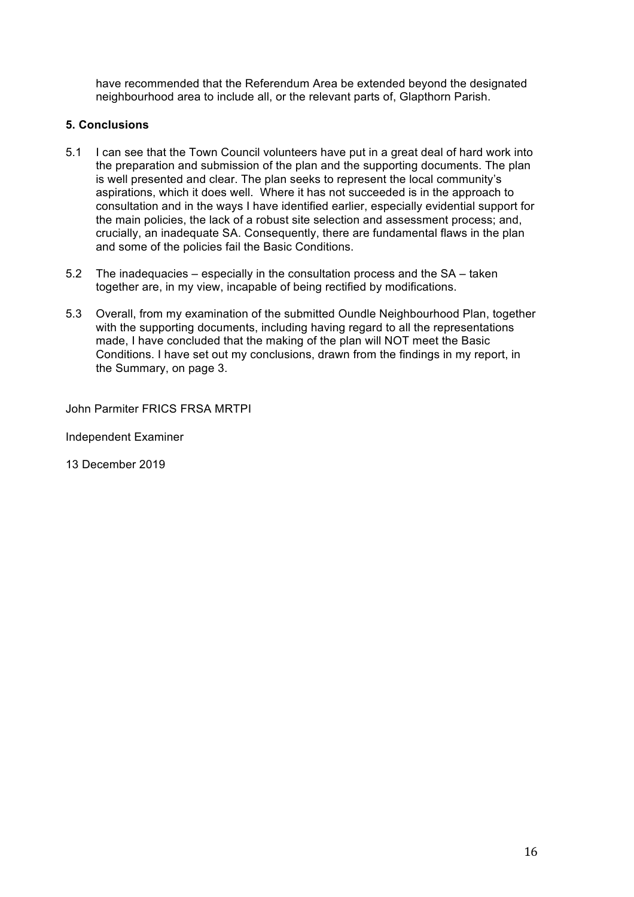have recommended that the Referendum Area be extended beyond the designated neighbourhood area to include all, or the relevant parts of, Glapthorn Parish.

## 5. Conclusions

5.1 I can see that the Town Council volunteers have put in a great deal of hard work into the preparation and submission of the plan and the supporting documents. The plan is well presented and clear. The plan seeks to represent the local community's aspirations, which it does well. Where it has not succeeded is in the approach to consultation and in the ways I have identified earlier, especially evidential support for the main policies, the lack of a robust site selection and assessment process; and, crucially, an inadequate SA. Consequently, there are fundamental flaws in the plan and some of the policies fail the Basic Conditions.

5.2 The inadequacies – especially in the consultation process and the SA – taken together are, in my view, incapable of being rectified by modifications.

5.3 Overall, from my examination of the submitted Oundle Neighbourhood Plan, together with the supporting documents, including having regard to all the representations made, I have concluded that the making of the plan will NOT meet the Basic Conditions. I have set out my conclusions, drawn from the findings in my report, in the Summary, on page 3.

John Parmiter FRICS FRSA MRTPI

Independent Examiner

13 December 2019